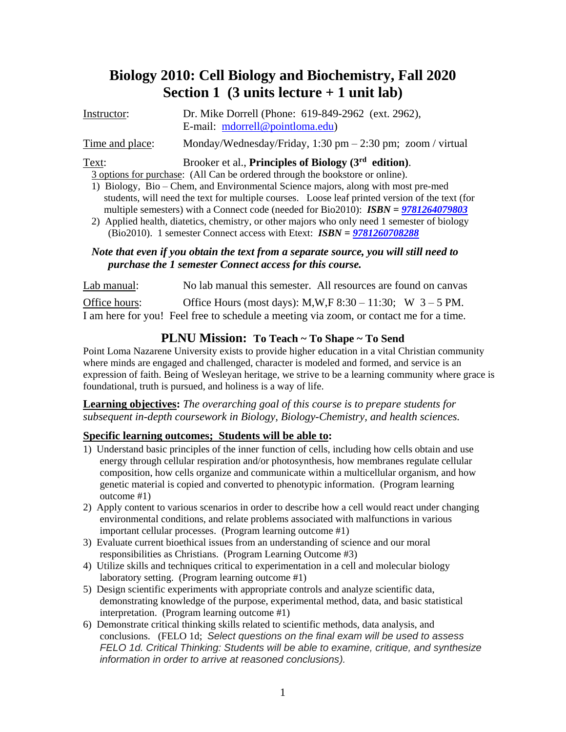# Biology 2010: Cell Biology and Biochemistry, Fall 2020
## Section 1 (3 units lecture + 1 unit lab)

Instructor: Dr. Mike Dorrell (Phone: 619-849-2962 (ext. 2962), E-mail: mdorrell@pointloma.edu)

Time and place: Monday/Wednesday/Friday, 1:30 pm – 2:30 pm; zoom / virtual

Text: Brooker et al., **Principles of Biology (3rd edition)**.

3 options for purchase: (All Can be ordered through the bookstore or online).

1) Biology, Bio – Chem, and Environmental Science majors, along with most pre-med students, will need the text for multiple courses. Loose leaf printed version of the text (for multiple semesters) with a Connect code (needed for Bio2010): ***ISBN = 9781264079803***
2) Applied health, diatetics, chemistry, or other majors who only need 1 semester of biology (Bio2010). 1 semester Connect access with Etext: ***ISBN = 9781260708288***

*Note that even if you obtain the text from a separate source, you will still need to purchase the 1 semester Connect access for this course.*

Lab manual: No lab manual this semester. All resources are found on canvas

Office hours: Office Hours (most days): M,W,F 8:30 – 11:30; W 3 – 5 PM.

I am here for you! Feel free to schedule a meeting via zoom, or contact me for a time.

## PLNU Mission: To Teach ~ To Shape ~ To Send

Point Loma Nazarene University exists to provide higher education in a vital Christian community where minds are engaged and challenged, character is modeled and formed, and service is an expression of faith. Being of Wesleyan heritage, we strive to be a learning community where grace is foundational, truth is pursued, and holiness is a way of life.

**Learning objectives:** *The overarching goal of this course is to prepare students for subsequent in-depth coursework in Biology, Biology-Chemistry, and health sciences.*

**Specific learning outcomes; Students will be able to:**

1) Understand basic principles of the inner function of cells, including how cells obtain and use energy through cellular respiration and/or photosynthesis, how membranes regulate cellular composition, how cells organize and communicate within a multicellular organism, and how genetic material is copied and converted to phenotypic information. (Program learning outcome #1)
2) Apply content to various scenarios in order to describe how a cell would react under changing environmental conditions, and relate problems associated with malfunctions in various important cellular processes. (Program learning outcome #1)
3) Evaluate current bioethical issues from an understanding of science and our moral responsibilities as Christians. (Program Learning Outcome #3)
4) Utilize skills and techniques critical to experimentation in a cell and molecular biology laboratory setting. (Program learning outcome #1)
5) Design scientific experiments with appropriate controls and analyze scientific data, demonstrating knowledge of the purpose, experimental method, data, and basic statistical interpretation. (Program learning outcome #1)
6) Demonstrate critical thinking skills related to scientific methods, data analysis, and conclusions. (FELO 1d; *Select questions on the final exam will be used to assess FELO 1d. Critical Thinking: Students will be able to examine, critique, and synthesize information in order to arrive at reasoned conclusions).*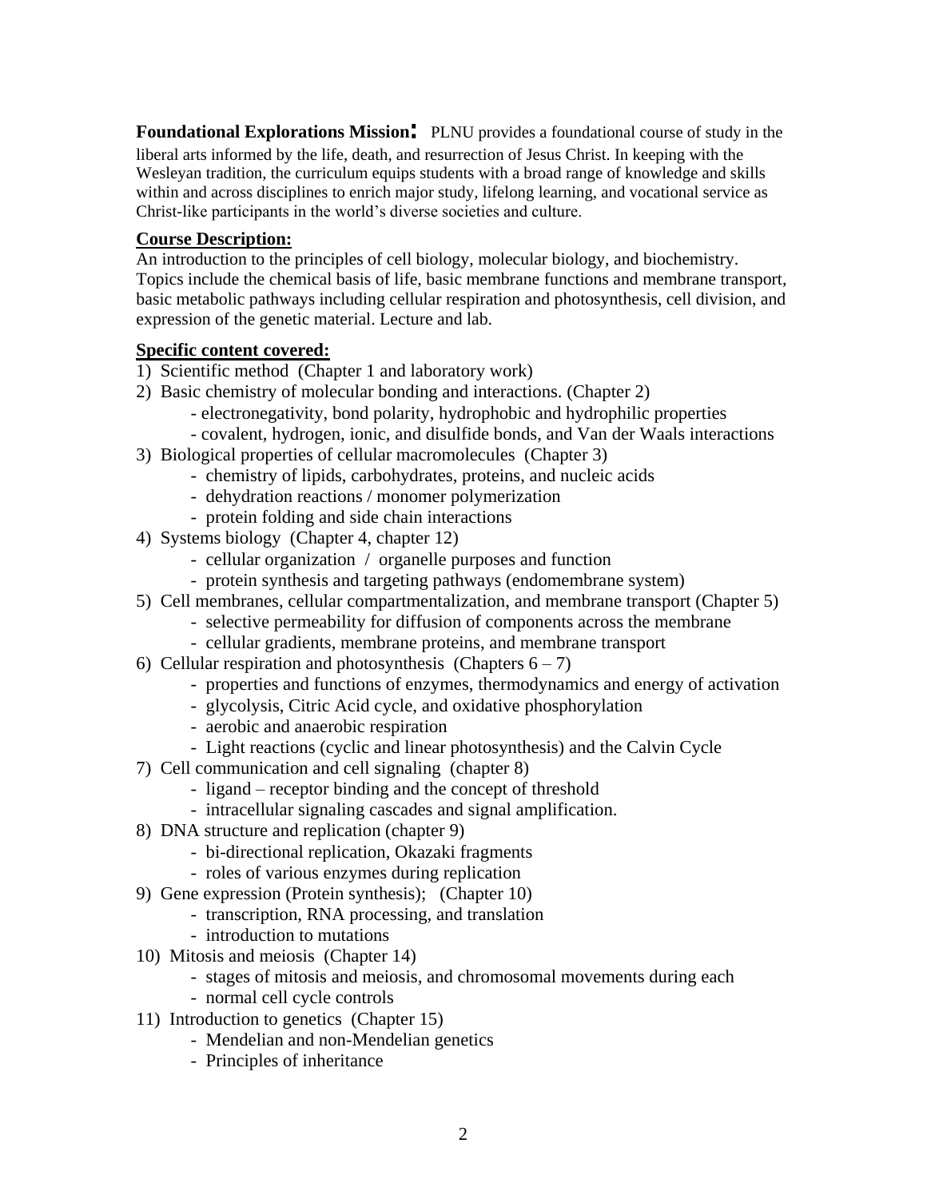**Foundational Explorations Mission:** PLNU provides a foundational course of study in the liberal arts informed by the life, death, and resurrection of Jesus Christ. In keeping with the Wesleyan tradition, the curriculum equips students with a broad range of knowledge and skills within and across disciplines to enrich major study, lifelong learning, and vocational service as Christ-like participants in the world's diverse societies and culture.

**Course Description:**

An introduction to the principles of cell biology, molecular biology, and biochemistry. Topics include the chemical basis of life, basic membrane functions and membrane transport, basic metabolic pathways including cellular respiration and photosynthesis, cell division, and expression of the genetic material. Lecture and lab.

**Specific content covered:**

1) Scientific method (Chapter 1 and laboratory work)
2) Basic chemistry of molecular bonding and interactions. (Chapter 2)
   - electronegativity, bond polarity, hydrophobic and hydrophilic properties
   - covalent, hydrogen, ionic, and disulfide bonds, and Van der Waals interactions
3) Biological properties of cellular macromolecules (Chapter 3)
   - chemistry of lipids, carbohydrates, proteins, and nucleic acids
   - dehydration reactions / monomer polymerization
   - protein folding and side chain interactions
4) Systems biology (Chapter 4, chapter 12)
   - cellular organization / organelle purposes and function
   - protein synthesis and targeting pathways (endomembrane system)
5) Cell membranes, cellular compartmentalization, and membrane transport (Chapter 5)
   - selective permeability for diffusion of components across the membrane
   - cellular gradients, membrane proteins, and membrane transport
6) Cellular respiration and photosynthesis (Chapters 6 – 7)
   - properties and functions of enzymes, thermodynamics and energy of activation
   - glycolysis, Citric Acid cycle, and oxidative phosphorylation
   - aerobic and anaerobic respiration
   - Light reactions (cyclic and linear photosynthesis) and the Calvin Cycle
7) Cell communication and cell signaling (chapter 8)
   - ligand – receptor binding and the concept of threshold
   - intracellular signaling cascades and signal amplification.
8) DNA structure and replication (chapter 9)
   - bi-directional replication, Okazaki fragments
   - roles of various enzymes during replication
9) Gene expression (Protein synthesis); (Chapter 10)
   - transcription, RNA processing, and translation
   - introduction to mutations
10) Mitosis and meiosis (Chapter 14)
    - stages of mitosis and meiosis, and chromosomal movements during each
    - normal cell cycle controls
11) Introduction to genetics (Chapter 15)
    - Mendelian and non-Mendelian genetics
    - Principles of inheritance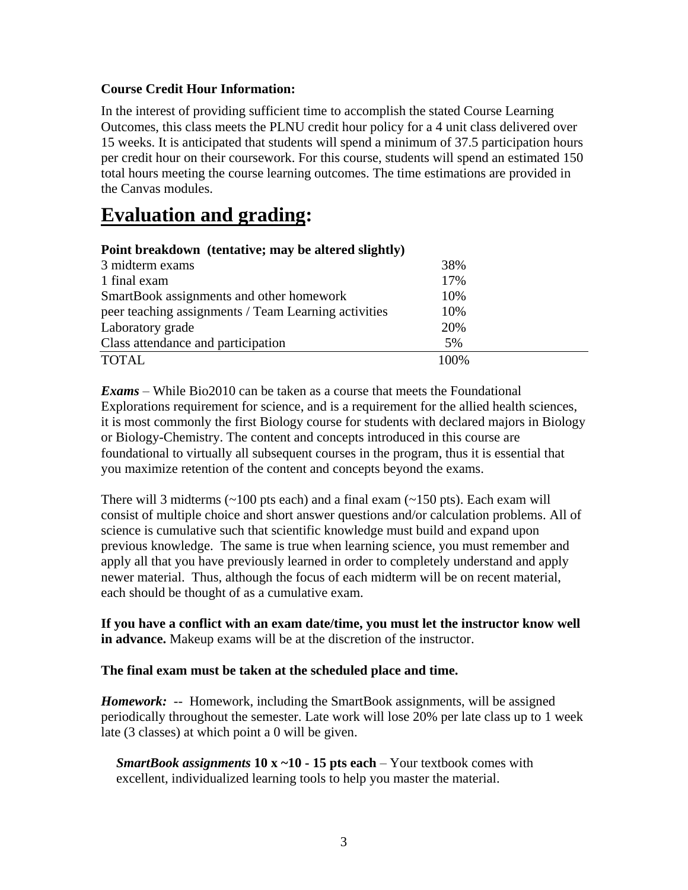**Course Credit Hour Information:**

In the interest of providing sufficient time to accomplish the stated Course Learning Outcomes, this class meets the PLNU credit hour policy for a 4 unit class delivered over 15 weeks. It is anticipated that students will spend a minimum of 37.5 participation hours per credit hour on their coursework. For this course, students will spend an estimated 150 total hours meeting the course learning outcomes. The time estimations are provided in the Canvas modules.

# Evaluation and grading:

**Point breakdown (tentative; may be altered slightly)**

| | |
|---|---|
| 3 midterm exams | 38% |
| 1 final exam | 17% |
| SmartBook assignments and other homework | 10% |
| peer teaching assignments / Team Learning activities | 10% |
| Laboratory grade | 20% |
| Class attendance and participation | 5% |
| TOTAL | 100% |

***Exams*** – While Bio2010 can be taken as a course that meets the Foundational Explorations requirement for science, and is a requirement for the allied health sciences, it is most commonly the first Biology course for students with declared majors in Biology or Biology-Chemistry. The content and concepts introduced in this course are foundational to virtually all subsequent courses in the program, thus it is essential that you maximize retention of the content and concepts beyond the exams.

There will 3 midterms (~100 pts each) and a final exam (~150 pts). Each exam will consist of multiple choice and short answer questions and/or calculation problems. All of science is cumulative such that scientific knowledge must build and expand upon previous knowledge. The same is true when learning science, you must remember and apply all that you have previously learned in order to completely understand and apply newer material. Thus, although the focus of each midterm will be on recent material, each should be thought of as a cumulative exam.

**If you have a conflict with an exam date/time, you must let the instructor know well in advance.** Makeup exams will be at the discretion of the instructor.

**The final exam must be taken at the scheduled place and time.**

***Homework:*** -- Homework, including the SmartBook assignments, will be assigned periodically throughout the semester. Late work will lose 20% per late class up to 1 week late (3 classes) at which point a 0 will be given.

***SmartBook assignments*** **10 x ~10 - 15 pts each** – Your textbook comes with excellent, individualized learning tools to help you master the material.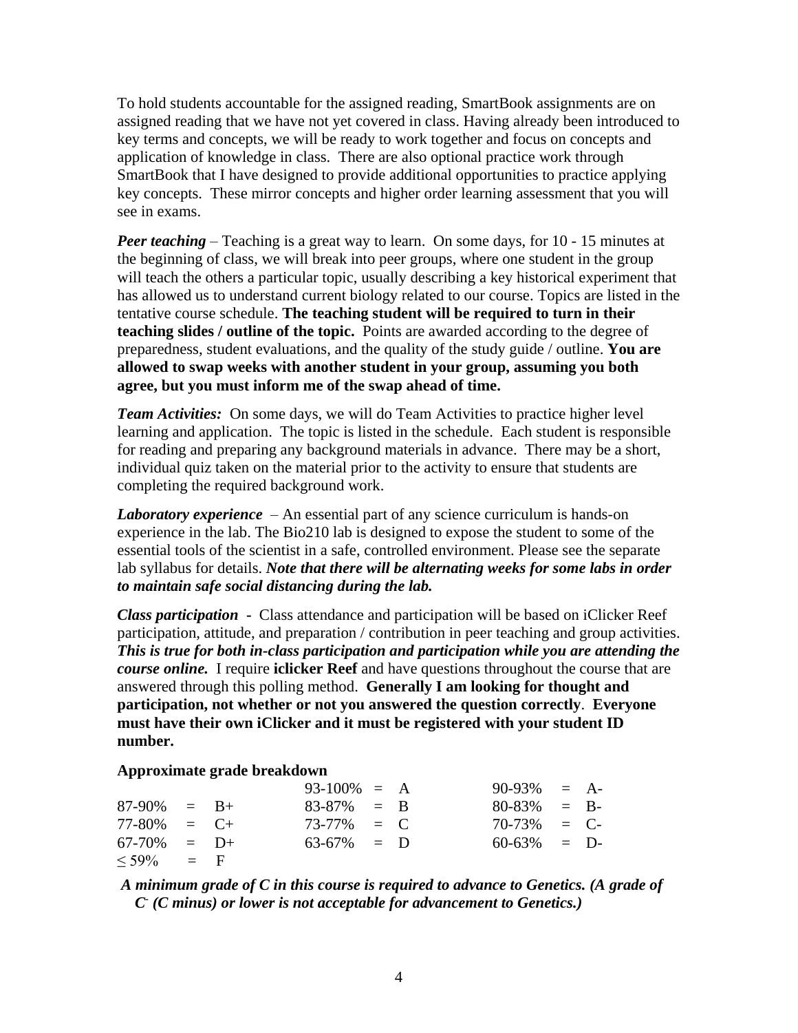To hold students accountable for the assigned reading, SmartBook assignments are on assigned reading that we have not yet covered in class. Having already been introduced to key terms and concepts, we will be ready to work together and focus on concepts and application of knowledge in class. There are also optional practice work through SmartBook that I have designed to provide additional opportunities to practice applying key concepts. These mirror concepts and higher order learning assessment that you will see in exams.

***Peer teaching*** – Teaching is a great way to learn. On some days, for 10 - 15 minutes at the beginning of class, we will break into peer groups, where one student in the group will teach the others a particular topic, usually describing a key historical experiment that has allowed us to understand current biology related to our course. Topics are listed in the tentative course schedule. **The teaching student will be required to turn in their teaching slides / outline of the topic.** Points are awarded according to the degree of preparedness, student evaluations, and the quality of the study guide / outline. **You are allowed to swap weeks with another student in your group, assuming you both agree, but you must inform me of the swap ahead of time.**

***Team Activities:*** On some days, we will do Team Activities to practice higher level learning and application. The topic is listed in the schedule. Each student is responsible for reading and preparing any background materials in advance. There may be a short, individual quiz taken on the material prior to the activity to ensure that students are completing the required background work.

***Laboratory experience*** – An essential part of any science curriculum is hands-on experience in the lab. The Bio210 lab is designed to expose the student to some of the essential tools of the scientist in a safe, controlled environment. Please see the separate lab syllabus for details. ***Note that there will be alternating weeks for some labs in order to maintain safe social distancing during the lab.***

***Class participation*** **-** Class attendance and participation will be based on iClicker Reef participation, attitude, and preparation / contribution in peer teaching and group activities. ***This is true for both in-class participation and participation while you are attending the course online.*** I require **iclicker Reef** and have questions throughout the course that are answered through this polling method. **Generally I am looking for thought and participation, not whether or not you answered the question correctly**. **Everyone must have their own iClicker and it must be registered with your student ID number.**

**Approximate grade breakdown**

| | | |
|---|---|---|
| | 93-100% = A | 90-93% = A- |
| 87-90% = B+ | 83-87% = B | 80-83% = B- |
| 77-80% = C+ | 73-77% = C | 70-73% = C- |
| 67-70% = D+ | 63-67% = D | 60-63% = D- |
| ≤ 59% = F | | |

***A minimum grade of C in this course is required to advance to Genetics. (A grade of C- (C minus) or lower is not acceptable for advancement to Genetics.)***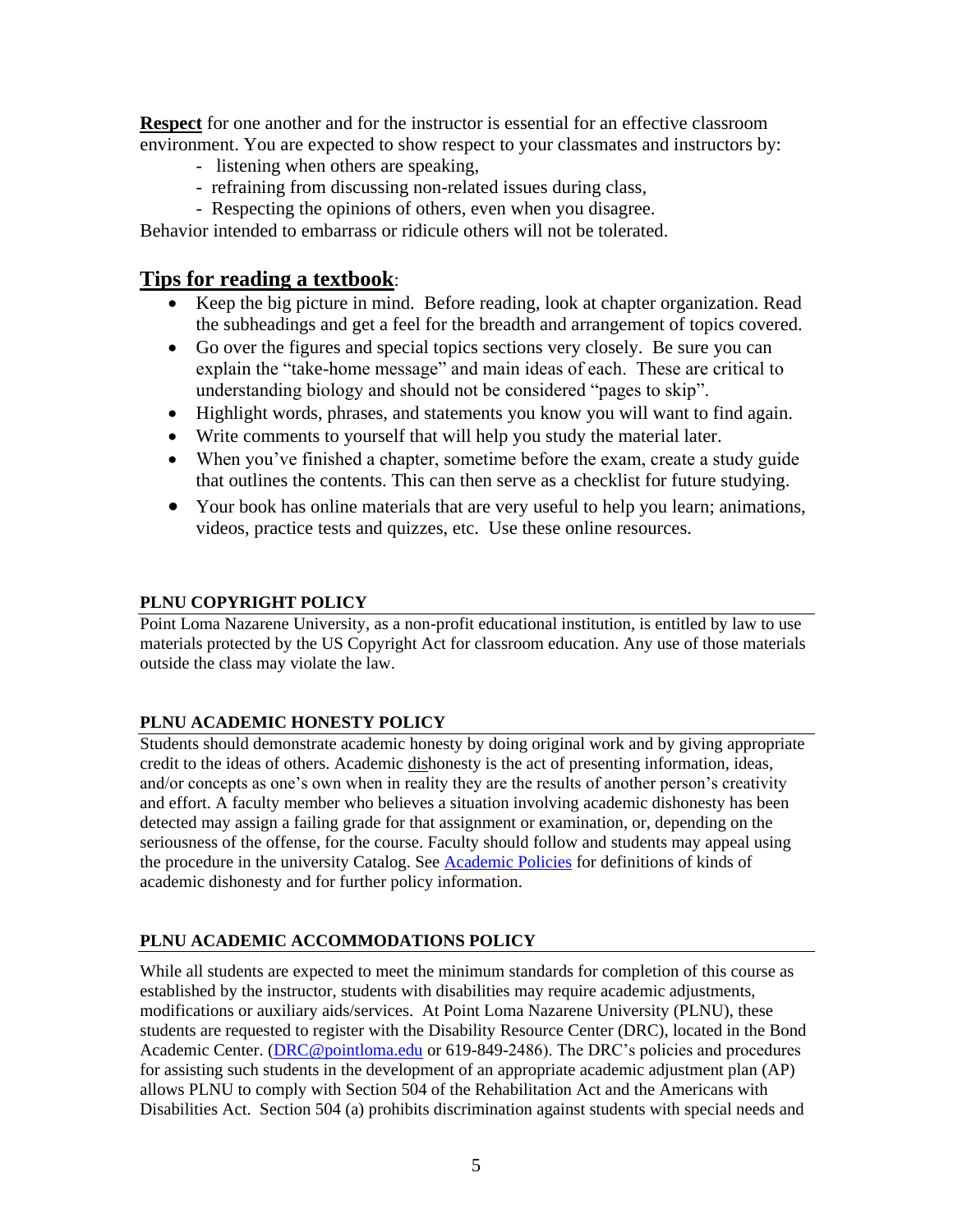**Respect** for one another and for the instructor is essential for an effective classroom environment. You are expected to show respect to your classmates and instructors by:

- listening when others are speaking,
- refraining from discussing non-related issues during class,
- Respecting the opinions of others, even when you disagree.

Behavior intended to embarrass or ridicule others will not be tolerated.

## Tips for reading a textbook:

- Keep the big picture in mind. Before reading, look at chapter organization. Read the subheadings and get a feel for the breadth and arrangement of topics covered.
- Go over the figures and special topics sections very closely. Be sure you can explain the "take-home message" and main ideas of each. These are critical to understanding biology and should not be considered "pages to skip".
- Highlight words, phrases, and statements you know you will want to find again.
- Write comments to yourself that will help you study the material later.
- When you've finished a chapter, sometime before the exam, create a study guide that outlines the contents. This can then serve as a checklist for future studying.
- Your book has online materials that are very useful to help you learn; animations, videos, practice tests and quizzes, etc. Use these online resources.

### PLNU COPYRIGHT POLICY

Point Loma Nazarene University, as a non-profit educational institution, is entitled by law to use materials protected by the US Copyright Act for classroom education. Any use of those materials outside the class may violate the law.

### PLNU ACADEMIC HONESTY POLICY

Students should demonstrate academic honesty by doing original work and by giving appropriate credit to the ideas of others. Academic <u>dis</u>honesty is the act of presenting information, ideas, and/or concepts as one's own when in reality they are the results of another person's creativity and effort. A faculty member who believes a situation involving academic dishonesty has been detected may assign a failing grade for that assignment or examination, or, depending on the seriousness of the offense, for the course. Faculty should follow and students may appeal using the procedure in the university Catalog. See [Academic Policies] for definitions of kinds of academic dishonesty and for further policy information.

### PLNU ACADEMIC ACCOMMODATIONS POLICY

While all students are expected to meet the minimum standards for completion of this course as established by the instructor, students with disabilities may require academic adjustments, modifications or auxiliary aids/services. At Point Loma Nazarene University (PLNU), these students are requested to register with the Disability Resource Center (DRC), located in the Bond Academic Center. (DRC@pointloma.edu or 619-849-2486). The DRC's policies and procedures for assisting such students in the development of an appropriate academic adjustment plan (AP) allows PLNU to comply with Section 504 of the Rehabilitation Act and the Americans with Disabilities Act. Section 504 (a) prohibits discrimination against students with special needs and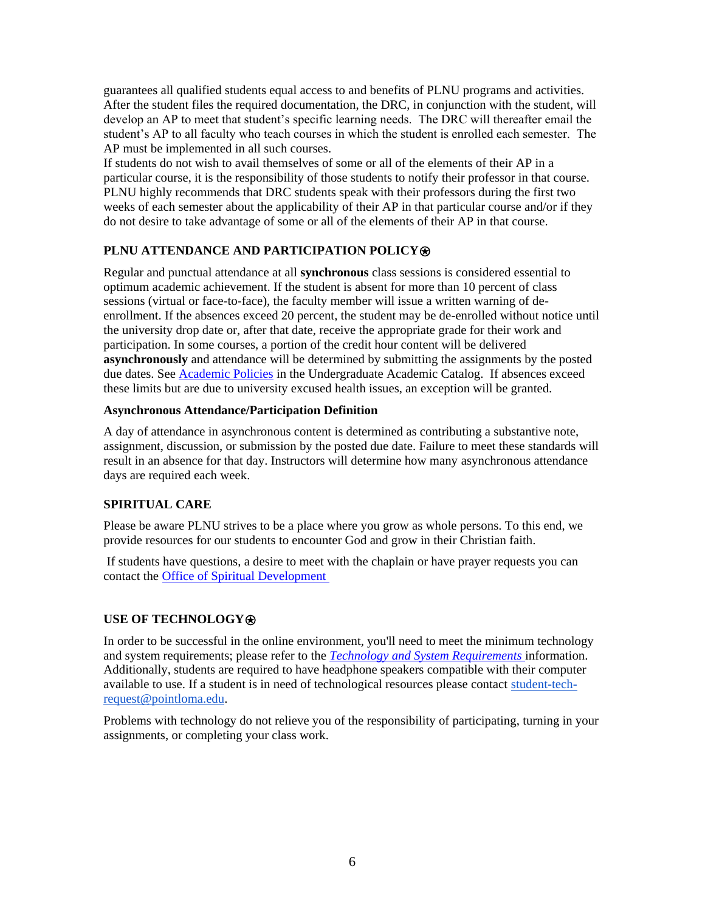guarantees all qualified students equal access to and benefits of PLNU programs and activities. After the student files the required documentation, the DRC, in conjunction with the student, will develop an AP to meet that student's specific learning needs. The DRC will thereafter email the student's AP to all faculty who teach courses in which the student is enrolled each semester. The AP must be implemented in all such courses.

If students do not wish to avail themselves of some or all of the elements of their AP in a particular course, it is the responsibility of those students to notify their professor in that course. PLNU highly recommends that DRC students speak with their professors during the first two weeks of each semester about the applicability of their AP in that particular course and/or if they do not desire to take advantage of some or all of the elements of their AP in that course.

### PLNU ATTENDANCE AND PARTICIPATION POLICY⊛

Regular and punctual attendance at all **synchronous** class sessions is considered essential to optimum academic achievement. If the student is absent for more than 10 percent of class sessions (virtual or face-to-face), the faculty member will issue a written warning of de-enrollment. If the absences exceed 20 percent, the student may be de-enrolled without notice until the university drop date or, after that date, receive the appropriate grade for their work and participation. In some courses, a portion of the credit hour content will be delivered **asynchronously** and attendance will be determined by submitting the assignments by the posted due dates. See Academic Policies in the Undergraduate Academic Catalog. If absences exceed these limits but are due to university excused health issues, an exception will be granted.

**Asynchronous Attendance/Participation Definition**

A day of attendance in asynchronous content is determined as contributing a substantive note, assignment, discussion, or submission by the posted due date. Failure to meet these standards will result in an absence for that day. Instructors will determine how many asynchronous attendance days are required each week.

### SPIRITUAL CARE

Please be aware PLNU strives to be a place where you grow as whole persons. To this end, we provide resources for our students to encounter God and grow in their Christian faith.

If students have questions, a desire to meet with the chaplain or have prayer requests you can contact the Office of Spiritual Development

### USE OF TECHNOLOGY⊛

In order to be successful in the online environment, you'll need to meet the minimum technology and system requirements; please refer to the *Technology and System Requirements* information. Additionally, students are required to have headphone speakers compatible with their computer available to use. If a student is in need of technological resources please contact student-tech-request@pointloma.edu.

Problems with technology do not relieve you of the responsibility of participating, turning in your assignments, or completing your class work.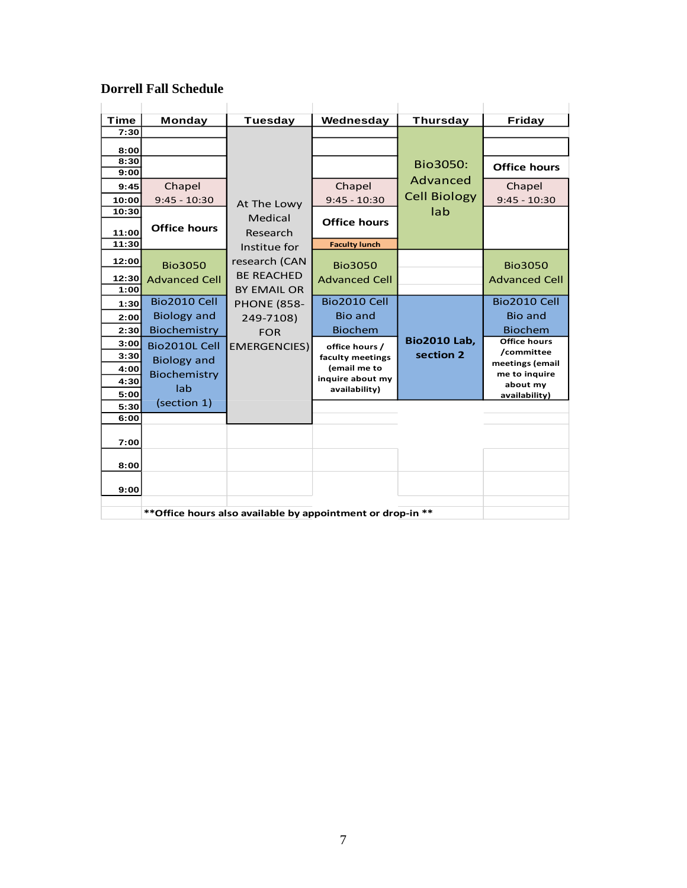**Dorrell Fall Schedule**

| Time | Monday | Tuesday | Wednesday | Thursday | Friday |
|---|---|---|---|---|---|
| 7:30 | | At The Lowy Medical Research Institue for research (CAN BE REACHED BY EMAIL OR PHONE (858-249-7108) FOR EMERGENCIES) | | Bio3050: Advanced Cell Biology lab | |
| 8:00 | | | | | |
| 8:30 | | | | | Office hours |
| 9:00 | | | | | |
| 9:45 | Chapel 9:45 - 10:30 | | Chapel 9:45 - 10:30 | | Chapel 9:45 - 10:30 |
| 10:00 | | | | | |
| 10:30 | Office hours | | Office hours | | |
| 11:00 | | | | | |
| 11:30 | | | Faculty lunch | | |
| 12:00 | Bio3050 Advanced Cell | | Bio3050 Advanced Cell | | Bio3050 Advanced Cell |
| 12:30 | | | | | |
| 1:00 | | | | | |
| 1:30 | Bio2010 Cell Biology and Biochemistry | | Bio2010 Cell Bio and Biochem | Bio2010 Lab, section 2 | Bio2010 Cell Bio and Biochem |
| 2:00 | | | | | |
| 2:30 | | | | | |
| 3:00 | Bio2010L Cell Biology and Biochemistry lab (section 1) | | office hours / faculty meetings (email me to inquire about my availability) | | Office hours /committee meetings (email me to inquire about my availability) |
| 3:30 | | | | | |
| 4:00 | | | | | |
| 4:30 | | | | | |
| 5:00 | | | | | |
| 5:30 | | | | | |
| 6:00 | | | | | |
| 7:00 | | | | | |
| 8:00 | | | | | |
| 9:00 | | | | | |

**\*\*Office hours also available by appointment or drop-in \*\***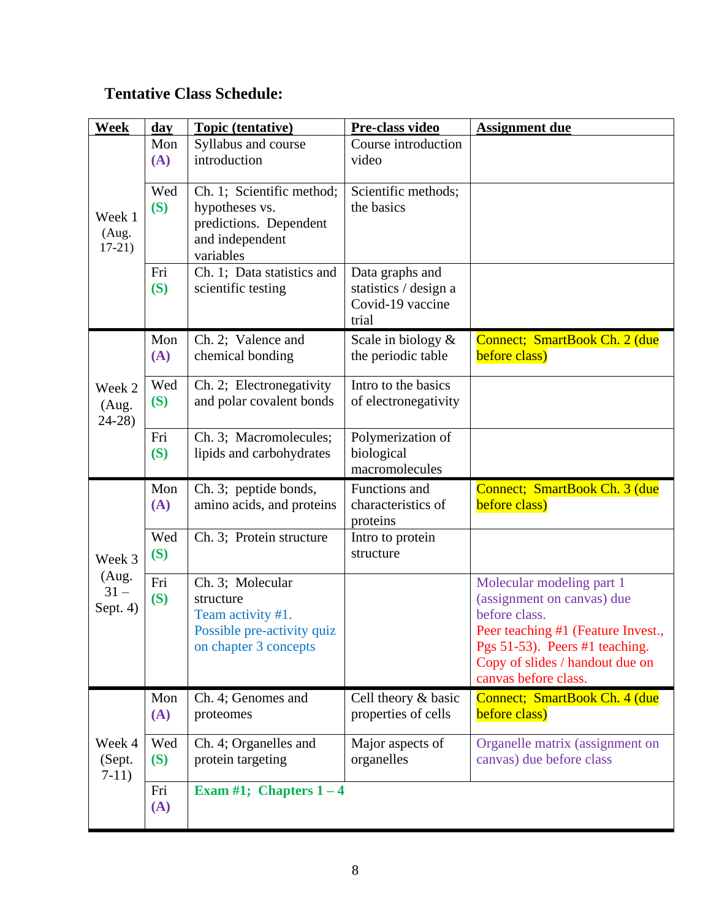## Tentative Class Schedule:

| Week | day | Topic (tentative) | Pre-class video | Assignment due |
|---|---|---|---|---|
| Week 1 (Aug. 17-21) | Mon (A) | Syllabus and course introduction | Course introduction video | |
| | Wed (S) | Ch. 1; Scientific method; hypotheses vs. predictions. Dependent and independent variables | Scientific methods; the basics | |
| | Fri (S) | Ch. 1; Data statistics and scientific testing | Data graphs and statistics / design a Covid-19 vaccine trial | |
| Week 2 (Aug. 24-28) | Mon (A) | Ch. 2; Valence and chemical bonding | Scale in biology & the periodic table | Connect; SmartBook Ch. 2 (due before class) |
| | Wed (S) | Ch. 2; Electronegativity and polar covalent bonds | Intro to the basics of electronegativity | |
| | Fri (S) | Ch. 3; Macromolecules; lipids and carbohydrates | Polymerization of biological macromolecules | |
| Week 3 (Aug. 31 – Sept. 4) | Mon (A) | Ch. 3; peptide bonds, amino acids, and proteins | Functions and characteristics of proteins | Connect; SmartBook Ch. 3 (due before class) |
| | Wed (S) | Ch. 3; Protein structure | Intro to protein structure | |
| | Fri (S) | Ch. 3; Molecular structure<br>Team activity #1.<br>Possible pre-activity quiz on chapter 3 concepts | | Molecular modeling part 1 (assignment on canvas) due before class.<br>Peer teaching #1 (Feature Invest., Pgs 51-53). Peers #1 teaching. Copy of slides / handout due on canvas before class. |
| Week 4 (Sept. 7-11) | Mon (A) | Ch. 4; Genomes and proteomes | Cell theory & basic properties of cells | Connect; SmartBook Ch. 4 (due before class) |
| | Wed (S) | Ch. 4; Organelles and protein targeting | Major aspects of organelles | Organelle matrix (assignment on canvas) due before class |
| | Fri (A) | **Exam #1; Chapters 1 – 4** | | |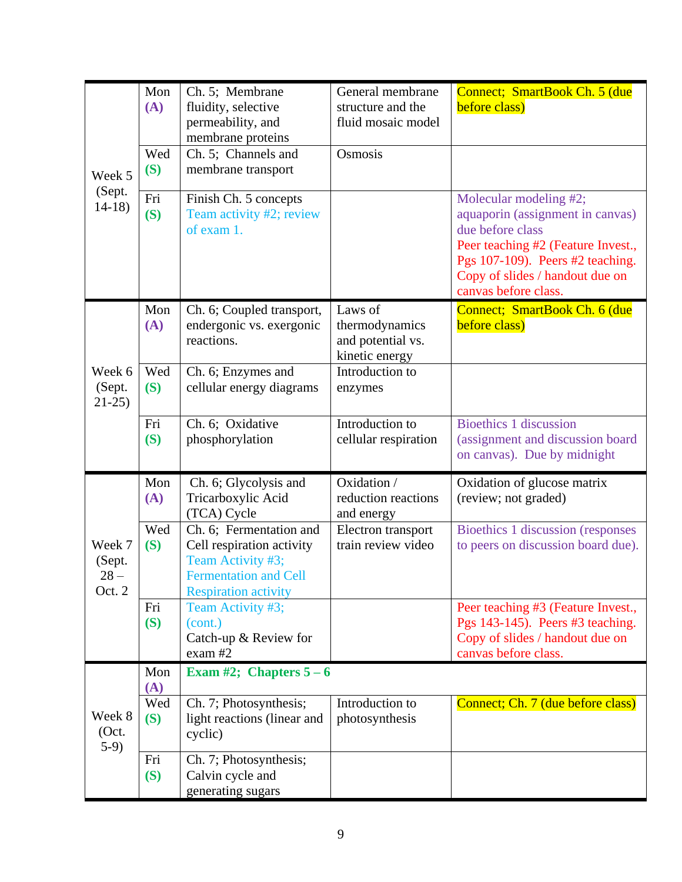| | | | | |
|---|---|---|---|---|
| Week 5 (Sept. 14-18) | Mon **(A)** | Ch. 5; Membrane fluidity, selective permeability, and membrane proteins | General membrane structure and the fluid mosaic model | Connect; SmartBook Ch. 5 (due before class) |
| | Wed **(S)** | Ch. 5; Channels and membrane transport | Osmosis | |
| | Fri **(S)** | Finish Ch. 5 concepts Team activity #2; review of exam 1. | | Molecular modeling #2; aquaporin (assignment in canvas) due before class Peer teaching #2 (Feature Invest., Pgs 107-109). Peers #2 teaching. Copy of slides / handout due on canvas before class. |
| Week 6 (Sept. 21-25) | Mon **(A)** | Ch. 6; Coupled transport, endergonic vs. exergonic reactions. | Laws of thermodynamics and potential vs. kinetic energy | Connect; SmartBook Ch. 6 (due before class) |
| | Wed **(S)** | Ch. 6; Enzymes and cellular energy diagrams | Introduction to enzymes | |
| | Fri **(S)** | Ch. 6; Oxidative phosphorylation | Introduction to cellular respiration | Bioethics 1 discussion (assignment and discussion board on canvas). Due by midnight |
| Week 7 (Sept. 28 – Oct. 2 | Mon **(A)** | Ch. 6; Glycolysis and Tricarboxylic Acid (TCA) Cycle | Oxidation / reduction reactions and energy | Oxidation of glucose matrix (review; not graded) |
| | Wed **(S)** | Ch. 6; Fermentation and Cell respiration activity Team Activity #3; Fermentation and Cell Respiration activity | Electron transport train review video | Bioethics 1 discussion (responses to peers on discussion board due). |
| | Fri **(S)** | Team Activity #3; (cont.) Catch-up & Review for exam #2 | | Peer teaching #3 (Feature Invest., Pgs 143-145). Peers #3 teaching. Copy of slides / handout due on canvas before class. |
| Week 8 (Oct. 5-9) | Mon **(A)** | **Exam #2; Chapters 5 – 6** | | |
| | Wed **(S)** | Ch. 7; Photosynthesis; light reactions (linear and cyclic) | Introduction to photosynthesis | Connect; Ch. 7 (due before class) |
| | Fri **(S)** | Ch. 7; Photosynthesis; Calvin cycle and generating sugars | | |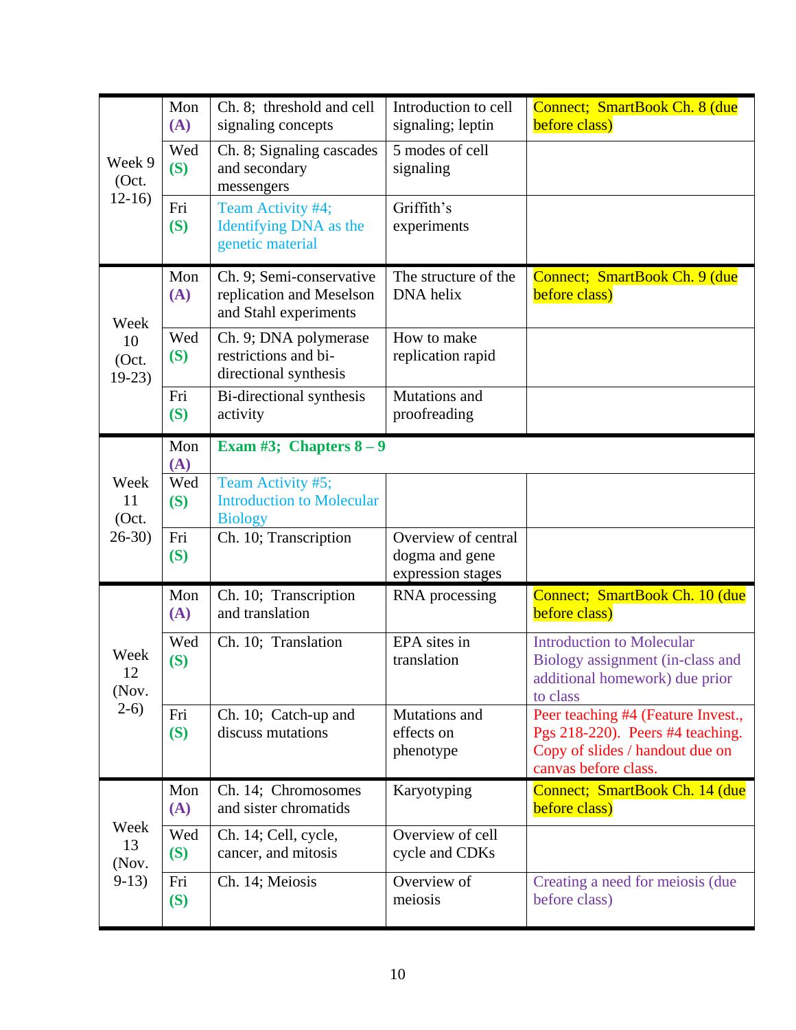| | | | | |
|---|---|---|---|---|
| Week 9 (Oct. 12-16) | Mon **(A)** | Ch. 8; threshold and cell signaling concepts | Introduction to cell signaling; leptin | Connect; SmartBook Ch. 8 (due before class) |
| | Wed **(S)** | Ch. 8; Signaling cascades and secondary messengers | 5 modes of cell signaling | |
| | Fri **(S)** | Team Activity #4; Identifying DNA as the genetic material | Griffith's experiments | |
| Week 10 (Oct. 19-23) | Mon **(A)** | Ch. 9; Semi-conservative replication and Meselson and Stahl experiments | The structure of the DNA helix | Connect; SmartBook Ch. 9 (due before class) |
| | Wed **(S)** | Ch. 9; DNA polymerase restrictions and bi-directional synthesis | How to make replication rapid | |
| | Fri **(S)** | Bi-directional synthesis activity | Mutations and proofreading | |
| Week 11 (Oct. 26-30) | Mon **(A)** | **Exam #3; Chapters 8 – 9** | | |
| | Wed **(S)** | Team Activity #5; Introduction to Molecular Biology | | |
| | Fri **(S)** | Ch. 10; Transcription | Overview of central dogma and gene expression stages | |
| Week 12 (Nov. 2-6) | Mon **(A)** | Ch. 10; Transcription and translation | RNA processing | Connect; SmartBook Ch. 10 (due before class) |
| | Wed **(S)** | Ch. 10; Translation | EPA sites in translation | Introduction to Molecular Biology assignment (in-class and additional homework) due prior to class |
| | Fri **(S)** | Ch. 10; Catch-up and discuss mutations | Mutations and effects on phenotype | Peer teaching #4 (Feature Invest., Pgs 218-220). Peers #4 teaching. Copy of slides / handout due on canvas before class. |
| Week 13 (Nov. 9-13) | Mon **(A)** | Ch. 14; Chromosomes and sister chromatids | Karyotyping | Connect; SmartBook Ch. 14 (due before class) |
| | Wed **(S)** | Ch. 14; Cell, cycle, cancer, and mitosis | Overview of cell cycle and CDKs | |
| | Fri **(S)** | Ch. 14; Meiosis | Overview of meiosis | Creating a need for meiosis (due before class) |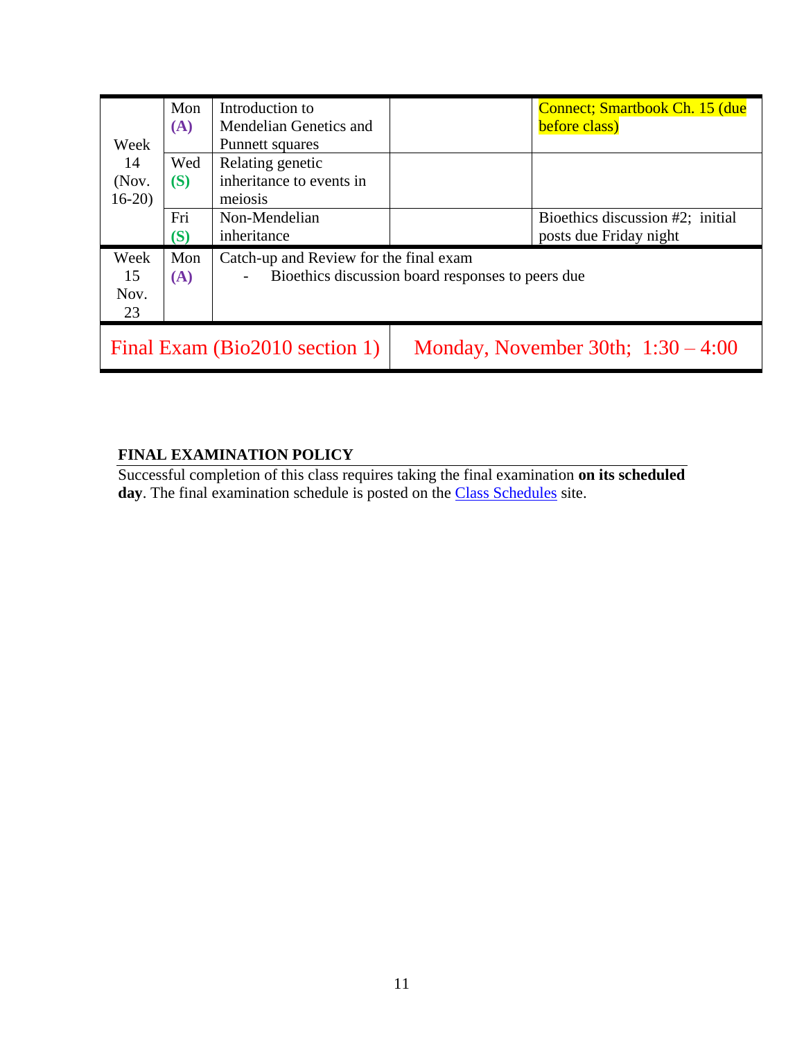| | | | | |
|---|---|---|---|---|
| Week 14 (Nov. 16-20) | Mon (A) | Introduction to Mendelian Genetics and Punnett squares | | Connect; Smartbook Ch. 15 (due before class) |
| | Wed (S) | Relating genetic inheritance to events in meiosis | | |
| | Fri (S) | Non-Mendelian inheritance | | Bioethics discussion #2; initial posts due Friday night |
| Week 15 Nov. 23 | Mon (A) | Catch-up and Review for the final exam<br>- Bioethics discussion board responses to peers due | | |
| Final Exam (Bio2010 section 1) | | | Monday, November 30th; 1:30 – 4:00 | |

**FINAL EXAMINATION POLICY**

Successful completion of this class requires taking the final examination **on its scheduled day**. The final examination schedule is posted on the Class Schedules site.